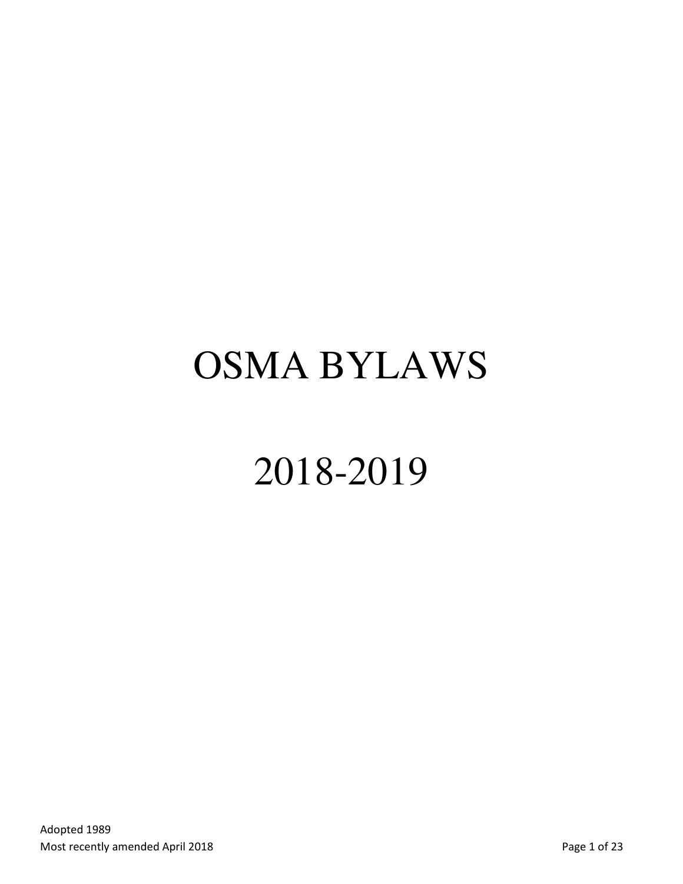# OSMA BYLAWS

# 2018-2019

Adopted 1989
Most recently amended April 2018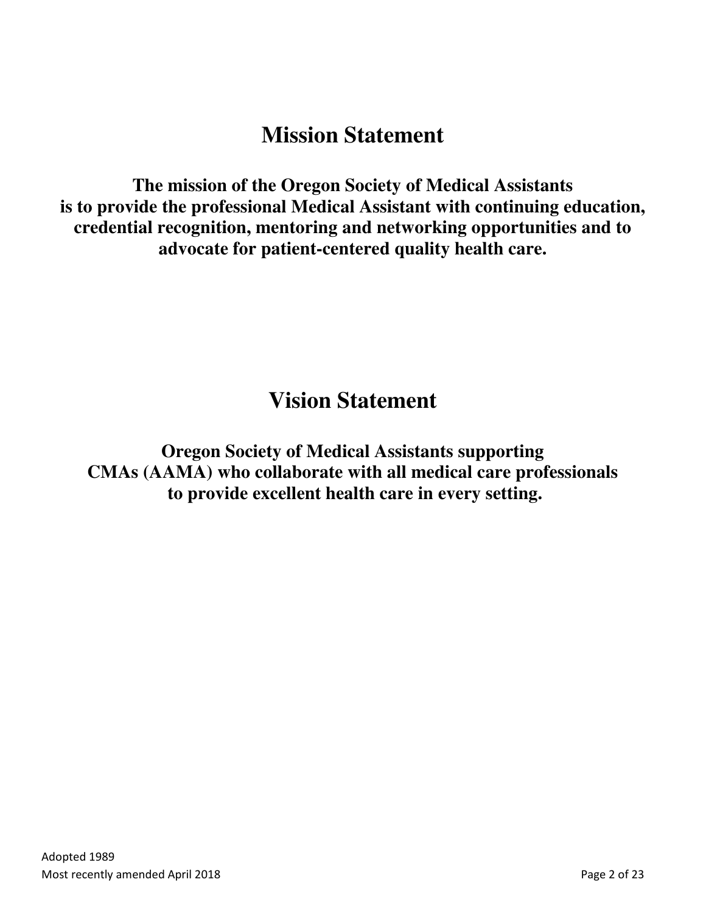# Mission Statement

**The mission of the Oregon Society of Medical Assistants is to provide the professional Medical Assistant with continuing education, credential recognition, mentoring and networking opportunities and to advocate for patient-centered quality health care.**

# Vision Statement

**Oregon Society of Medical Assistants supporting CMAs (AAMA) who collaborate with all medical care professionals to provide excellent health care in every setting.**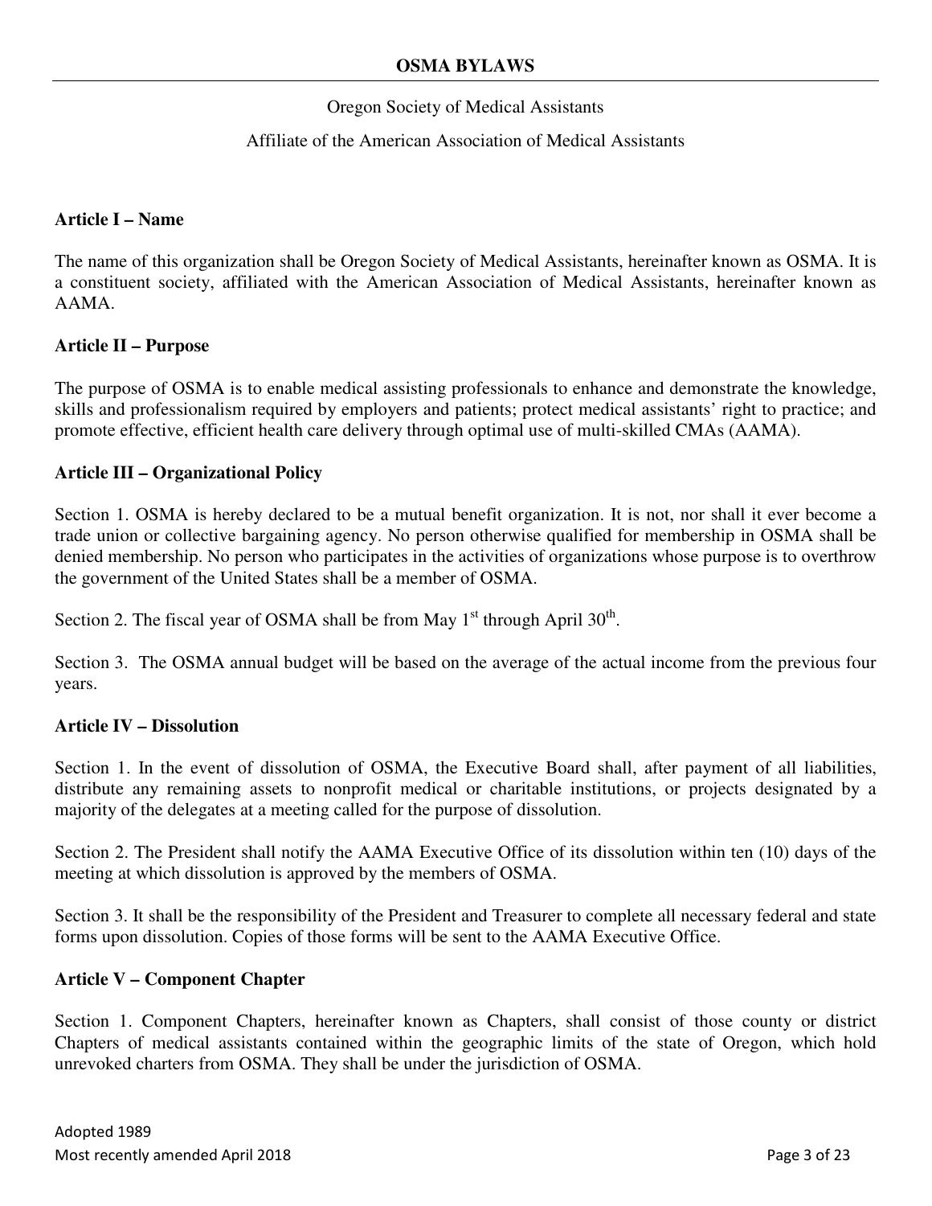Oregon Society of Medical Assistants

Affiliate of the American Association of Medical Assistants

**Article I – Name**

The name of this organization shall be Oregon Society of Medical Assistants, hereinafter known as OSMA. It is a constituent society, affiliated with the American Association of Medical Assistants, hereinafter known as AAMA.

**Article II – Purpose**

The purpose of OSMA is to enable medical assisting professionals to enhance and demonstrate the knowledge, skills and professionalism required by employers and patients; protect medical assistants' right to practice; and promote effective, efficient health care delivery through optimal use of multi-skilled CMAs (AAMA).

**Article III – Organizational Policy**

Section 1. OSMA is hereby declared to be a mutual benefit organization. It is not, nor shall it ever become a trade union or collective bargaining agency. No person otherwise qualified for membership in OSMA shall be denied membership. No person who participates in the activities of organizations whose purpose is to overthrow the government of the United States shall be a member of OSMA.

Section 2. The fiscal year of OSMA shall be from May 1st through April 30th.

Section 3. The OSMA annual budget will be based on the average of the actual income from the previous four years.

**Article IV – Dissolution**

Section 1. In the event of dissolution of OSMA, the Executive Board shall, after payment of all liabilities, distribute any remaining assets to nonprofit medical or charitable institutions, or projects designated by a majority of the delegates at a meeting called for the purpose of dissolution.

Section 2. The President shall notify the AAMA Executive Office of its dissolution within ten (10) days of the meeting at which dissolution is approved by the members of OSMA.

Section 3. It shall be the responsibility of the President and Treasurer to complete all necessary federal and state forms upon dissolution. Copies of those forms will be sent to the AAMA Executive Office.

**Article V – Component Chapter**

Section 1. Component Chapters, hereinafter known as Chapters, shall consist of those county or district Chapters of medical assistants contained within the geographic limits of the state of Oregon, which hold unrevoked charters from OSMA. They shall be under the jurisdiction of OSMA.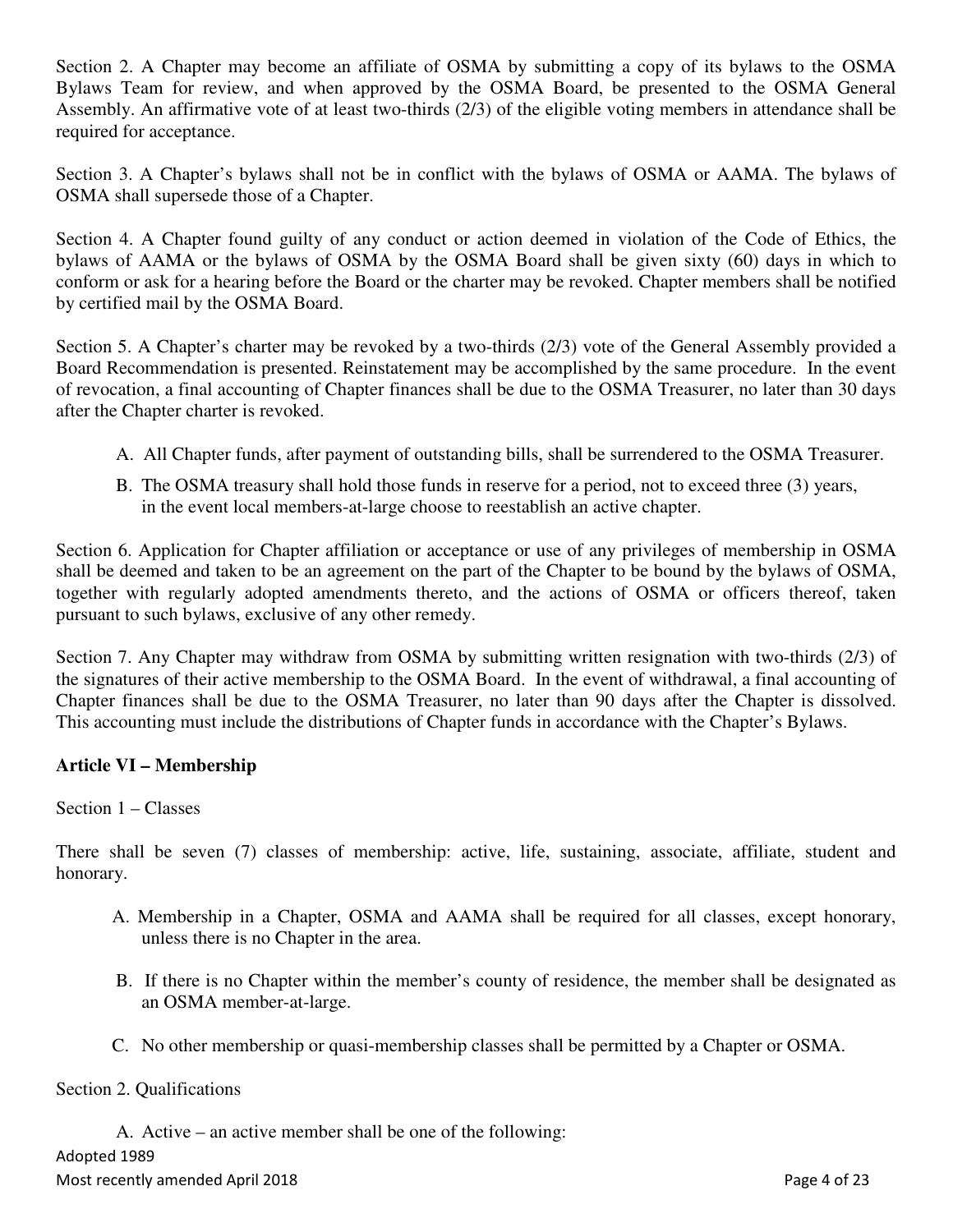Section 2. A Chapter may become an affiliate of OSMA by submitting a copy of its bylaws to the OSMA Bylaws Team for review, and when approved by the OSMA Board, be presented to the OSMA General Assembly. An affirmative vote of at least two-thirds (2/3) of the eligible voting members in attendance shall be required for acceptance.

Section 3. A Chapter's bylaws shall not be in conflict with the bylaws of OSMA or AAMA. The bylaws of OSMA shall supersede those of a Chapter.

Section 4. A Chapter found guilty of any conduct or action deemed in violation of the Code of Ethics, the bylaws of AAMA or the bylaws of OSMA by the OSMA Board shall be given sixty (60) days in which to conform or ask for a hearing before the Board or the charter may be revoked. Chapter members shall be notified by certified mail by the OSMA Board.

Section 5. A Chapter's charter may be revoked by a two-thirds (2/3) vote of the General Assembly provided a Board Recommendation is presented. Reinstatement may be accomplished by the same procedure. In the event of revocation, a final accounting of Chapter finances shall be due to the OSMA Treasurer, no later than 30 days after the Chapter charter is revoked.

A. All Chapter funds, after payment of outstanding bills, shall be surrendered to the OSMA Treasurer.

B. The OSMA treasury shall hold those funds in reserve for a period, not to exceed three (3) years, in the event local members-at-large choose to reestablish an active chapter.

Section 6. Application for Chapter affiliation or acceptance or use of any privileges of membership in OSMA shall be deemed and taken to be an agreement on the part of the Chapter to be bound by the bylaws of OSMA, together with regularly adopted amendments thereto, and the actions of OSMA or officers thereof, taken pursuant to such bylaws, exclusive of any other remedy.

Section 7. Any Chapter may withdraw from OSMA by submitting written resignation with two-thirds (2/3) of the signatures of their active membership to the OSMA Board. In the event of withdrawal, a final accounting of Chapter finances shall be due to the OSMA Treasurer, no later than 90 days after the Chapter is dissolved. This accounting must include the distributions of Chapter funds in accordance with the Chapter's Bylaws.

**Article VI – Membership**

Section 1 – Classes

There shall be seven (7) classes of membership: active, life, sustaining, associate, affiliate, student and honorary.

A. Membership in a Chapter, OSMA and AAMA shall be required for all classes, except honorary, unless there is no Chapter in the area.

B. If there is no Chapter within the member's county of residence, the member shall be designated as an OSMA member-at-large.

C. No other membership or quasi-membership classes shall be permitted by a Chapter or OSMA.

Section 2. Qualifications

A. Active – an active member shall be one of the following: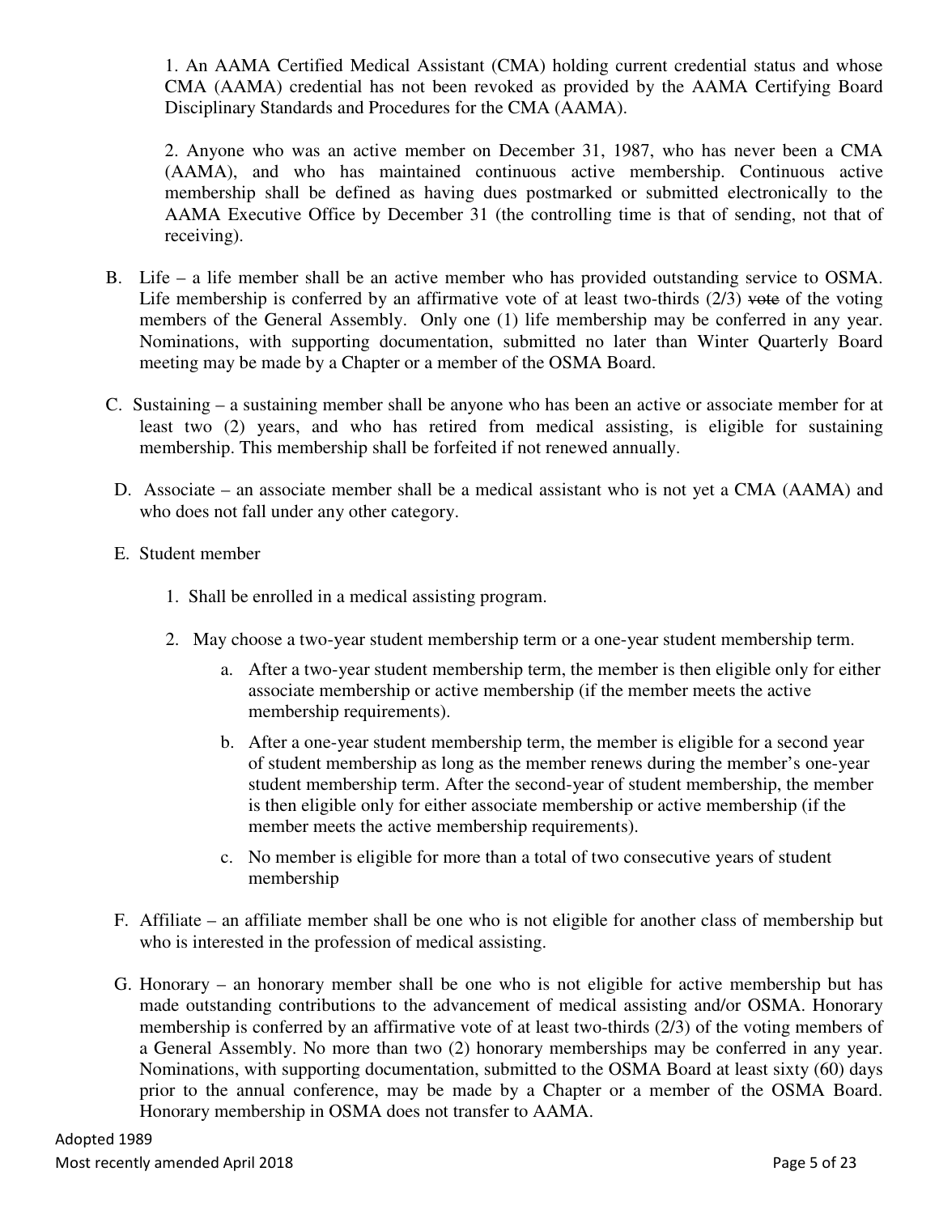1. An AAMA Certified Medical Assistant (CMA) holding current credential status and whose CMA (AAMA) credential has not been revoked as provided by the AAMA Certifying Board Disciplinary Standards and Procedures for the CMA (AAMA).

2. Anyone who was an active member on December 31, 1987, who has never been a CMA (AAMA), and who has maintained continuous active membership. Continuous active membership shall be defined as having dues postmarked or submitted electronically to the AAMA Executive Office by December 31 (the controlling time is that of sending, not that of receiving).

B. Life – a life member shall be an active member who has provided outstanding service to OSMA. Life membership is conferred by an affirmative vote of at least two-thirds (2/3) ~~vote~~ of the voting members of the General Assembly. Only one (1) life membership may be conferred in any year. Nominations, with supporting documentation, submitted no later than Winter Quarterly Board meeting may be made by a Chapter or a member of the OSMA Board.

C. Sustaining – a sustaining member shall be anyone who has been an active or associate member for at least two (2) years, and who has retired from medical assisting, is eligible for sustaining membership. This membership shall be forfeited if not renewed annually.

D. Associate – an associate member shall be a medical assistant who is not yet a CMA (AAMA) and who does not fall under any other category.

E. Student member

1. Shall be enrolled in a medical assisting program.

2. May choose a two-year student membership term or a one-year student membership term.

   a. After a two-year student membership term, the member is then eligible only for either associate membership or active membership (if the member meets the active membership requirements).

   b. After a one-year student membership term, the member is eligible for a second year of student membership as long as the member renews during the member's one-year student membership term. After the second-year of student membership, the member is then eligible only for either associate membership or active membership (if the member meets the active membership requirements).

   c. No member is eligible for more than a total of two consecutive years of student membership

F. Affiliate – an affiliate member shall be one who is not eligible for another class of membership but who is interested in the profession of medical assisting.

G. Honorary – an honorary member shall be one who is not eligible for active membership but has made outstanding contributions to the advancement of medical assisting and/or OSMA. Honorary membership is conferred by an affirmative vote of at least two-thirds (2/3) of the voting members of a General Assembly. No more than two (2) honorary memberships may be conferred in any year. Nominations, with supporting documentation, submitted to the OSMA Board at least sixty (60) days prior to the annual conference, may be made by a Chapter or a member of the OSMA Board. Honorary membership in OSMA does not transfer to AAMA.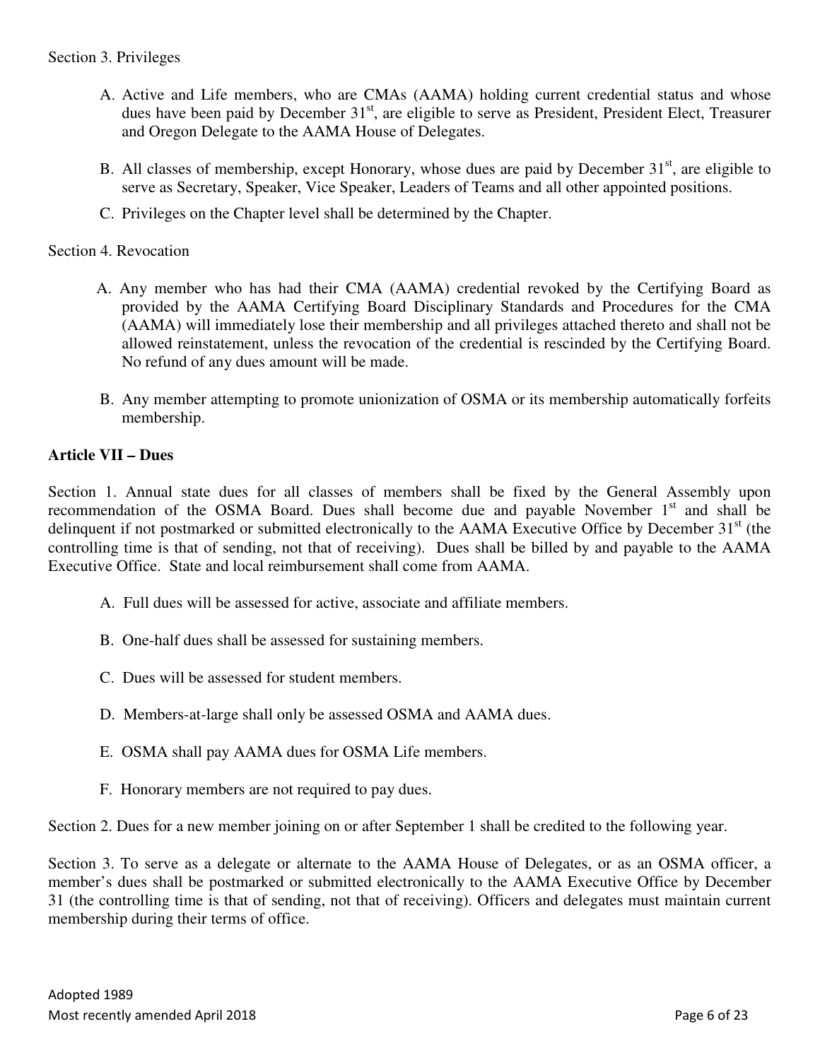Section 3. Privileges

A. Active and Life members, who are CMAs (AAMA) holding current credential status and whose dues have been paid by December 31st, are eligible to serve as President, President Elect, Treasurer and Oregon Delegate to the AAMA House of Delegates.

B. All classes of membership, except Honorary, whose dues are paid by December 31st, are eligible to serve as Secretary, Speaker, Vice Speaker, Leaders of Teams and all other appointed positions.

C. Privileges on the Chapter level shall be determined by the Chapter.

Section 4. Revocation

A. Any member who has had their CMA (AAMA) credential revoked by the Certifying Board as provided by the AAMA Certifying Board Disciplinary Standards and Procedures for the CMA (AAMA) will immediately lose their membership and all privileges attached thereto and shall not be allowed reinstatement, unless the revocation of the credential is rescinded by the Certifying Board. No refund of any dues amount will be made.

B. Any member attempting to promote unionization of OSMA or its membership automatically forfeits membership.

**Article VII – Dues**

Section 1. Annual state dues for all classes of members shall be fixed by the General Assembly upon recommendation of the OSMA Board. Dues shall become due and payable November 1st and shall be delinquent if not postmarked or submitted electronically to the AAMA Executive Office by December 31st (the controlling time is that of sending, not that of receiving). Dues shall be billed by and payable to the AAMA Executive Office. State and local reimbursement shall come from AAMA.

A. Full dues will be assessed for active, associate and affiliate members.

B. One-half dues shall be assessed for sustaining members.

C. Dues will be assessed for student members.

D. Members-at-large shall only be assessed OSMA and AAMA dues.

E. OSMA shall pay AAMA dues for OSMA Life members.

F. Honorary members are not required to pay dues.

Section 2. Dues for a new member joining on or after September 1 shall be credited to the following year.

Section 3. To serve as a delegate or alternate to the AAMA House of Delegates, or as an OSMA officer, a member's dues shall be postmarked or submitted electronically to the AAMA Executive Office by December 31 (the controlling time is that of sending, not that of receiving). Officers and delegates must maintain current membership during their terms of office.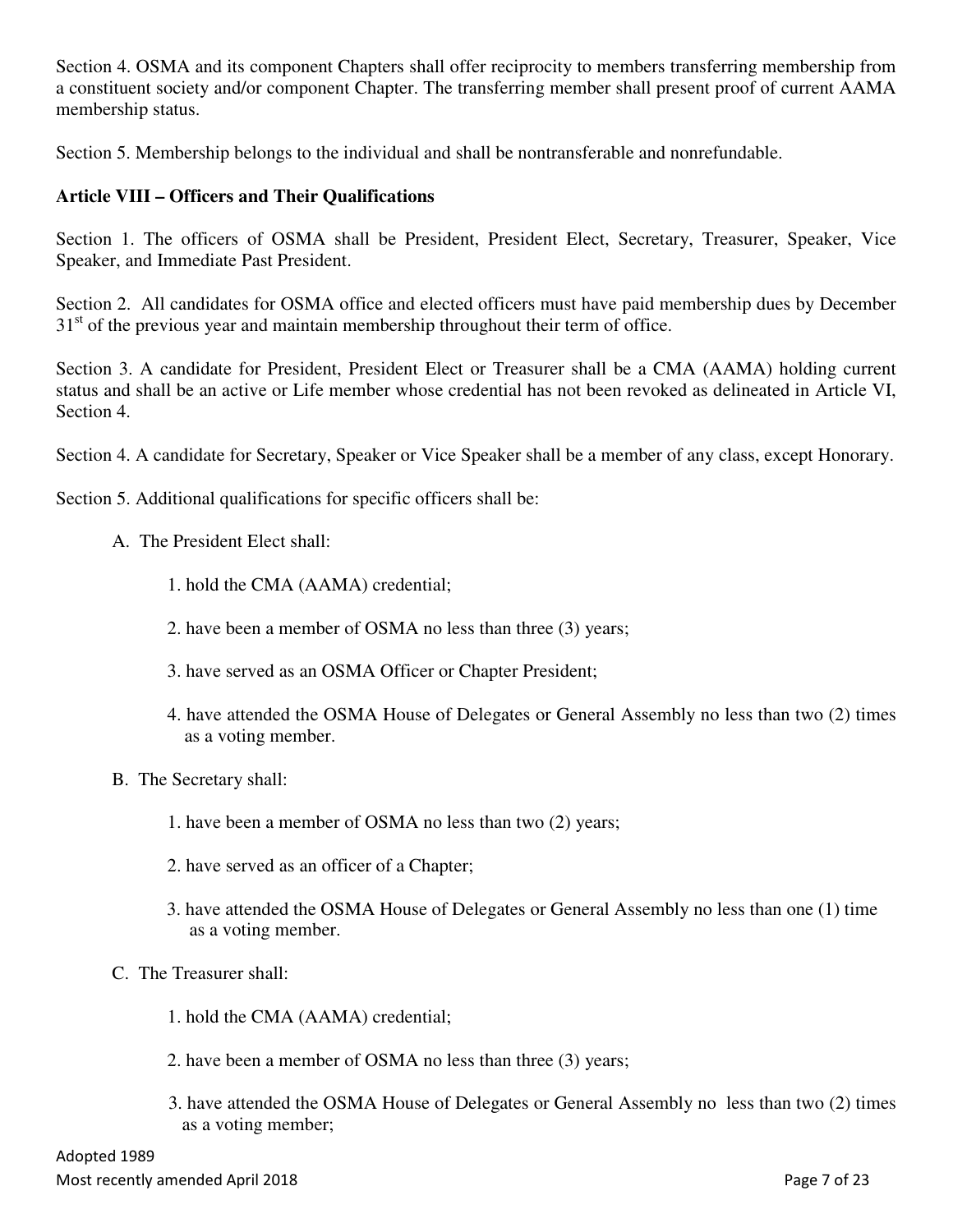Section 4. OSMA and its component Chapters shall offer reciprocity to members transferring membership from a constituent society and/or component Chapter. The transferring member shall present proof of current AAMA membership status.

Section 5. Membership belongs to the individual and shall be nontransferable and nonrefundable.

**Article VIII – Officers and Their Qualifications**

Section 1. The officers of OSMA shall be President, President Elect, Secretary, Treasurer, Speaker, Vice Speaker, and Immediate Past President.

Section 2. All candidates for OSMA office and elected officers must have paid membership dues by December 31st of the previous year and maintain membership throughout their term of office.

Section 3. A candidate for President, President Elect or Treasurer shall be a CMA (AAMA) holding current status and shall be an active or Life member whose credential has not been revoked as delineated in Article VI, Section 4.

Section 4. A candidate for Secretary, Speaker or Vice Speaker shall be a member of any class, except Honorary.

Section 5. Additional qualifications for specific officers shall be:

A. The President Elect shall:

1. hold the CMA (AAMA) credential;
2. have been a member of OSMA no less than three (3) years;
3. have served as an OSMA Officer or Chapter President;
4. have attended the OSMA House of Delegates or General Assembly no less than two (2) times as a voting member.

B. The Secretary shall:

1. have been a member of OSMA no less than two (2) years;
2. have served as an officer of a Chapter;
3. have attended the OSMA House of Delegates or General Assembly no less than one (1) time as a voting member.

C. The Treasurer shall:

1. hold the CMA (AAMA) credential;
2. have been a member of OSMA no less than three (3) years;
3. have attended the OSMA House of Delegates or General Assembly no less than two (2) times as a voting member;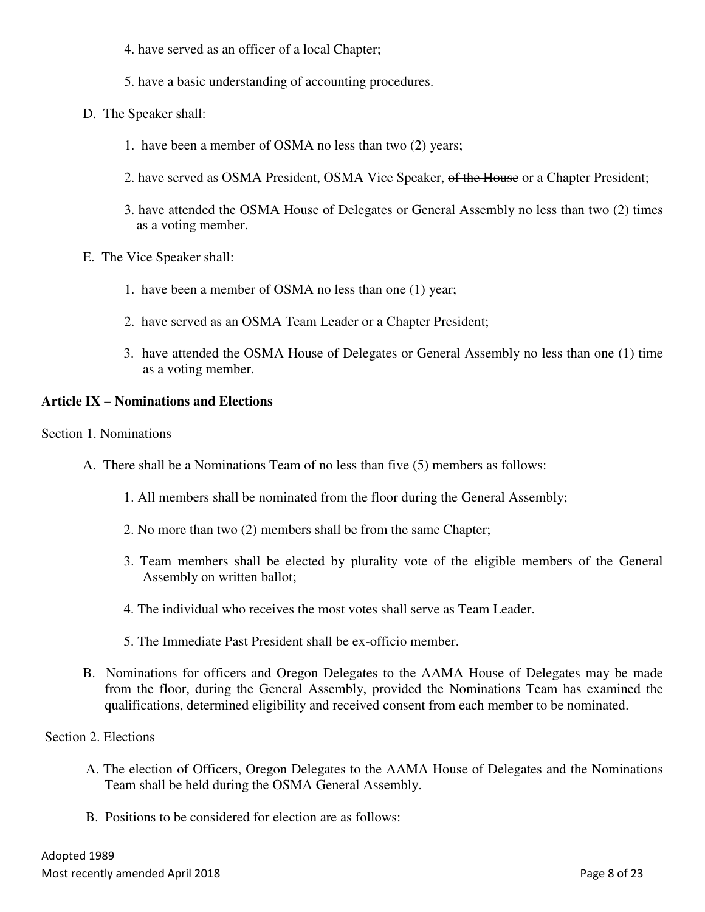4. have served as an officer of a local Chapter;

5. have a basic understanding of accounting procedures.

D. The Speaker shall:

1. have been a member of OSMA no less than two (2) years;

2. have served as OSMA President, OSMA Vice Speaker, ~~of the House~~ or a Chapter President;

3. have attended the OSMA House of Delegates or General Assembly no less than two (2) times as a voting member.

E. The Vice Speaker shall:

1. have been a member of OSMA no less than one (1) year;

2. have served as an OSMA Team Leader or a Chapter President;

3. have attended the OSMA House of Delegates or General Assembly no less than one (1) time as a voting member.

**Article IX – Nominations and Elections**

Section 1. Nominations

A. There shall be a Nominations Team of no less than five (5) members as follows:

1. All members shall be nominated from the floor during the General Assembly;

2. No more than two (2) members shall be from the same Chapter;

3. Team members shall be elected by plurality vote of the eligible members of the General Assembly on written ballot;

4. The individual who receives the most votes shall serve as Team Leader.

5. The Immediate Past President shall be ex-officio member.

B. Nominations for officers and Oregon Delegates to the AAMA House of Delegates may be made from the floor, during the General Assembly, provided the Nominations Team has examined the qualifications, determined eligibility and received consent from each member to be nominated.

Section 2. Elections

A. The election of Officers, Oregon Delegates to the AAMA House of Delegates and the Nominations Team shall be held during the OSMA General Assembly.

B. Positions to be considered for election are as follows: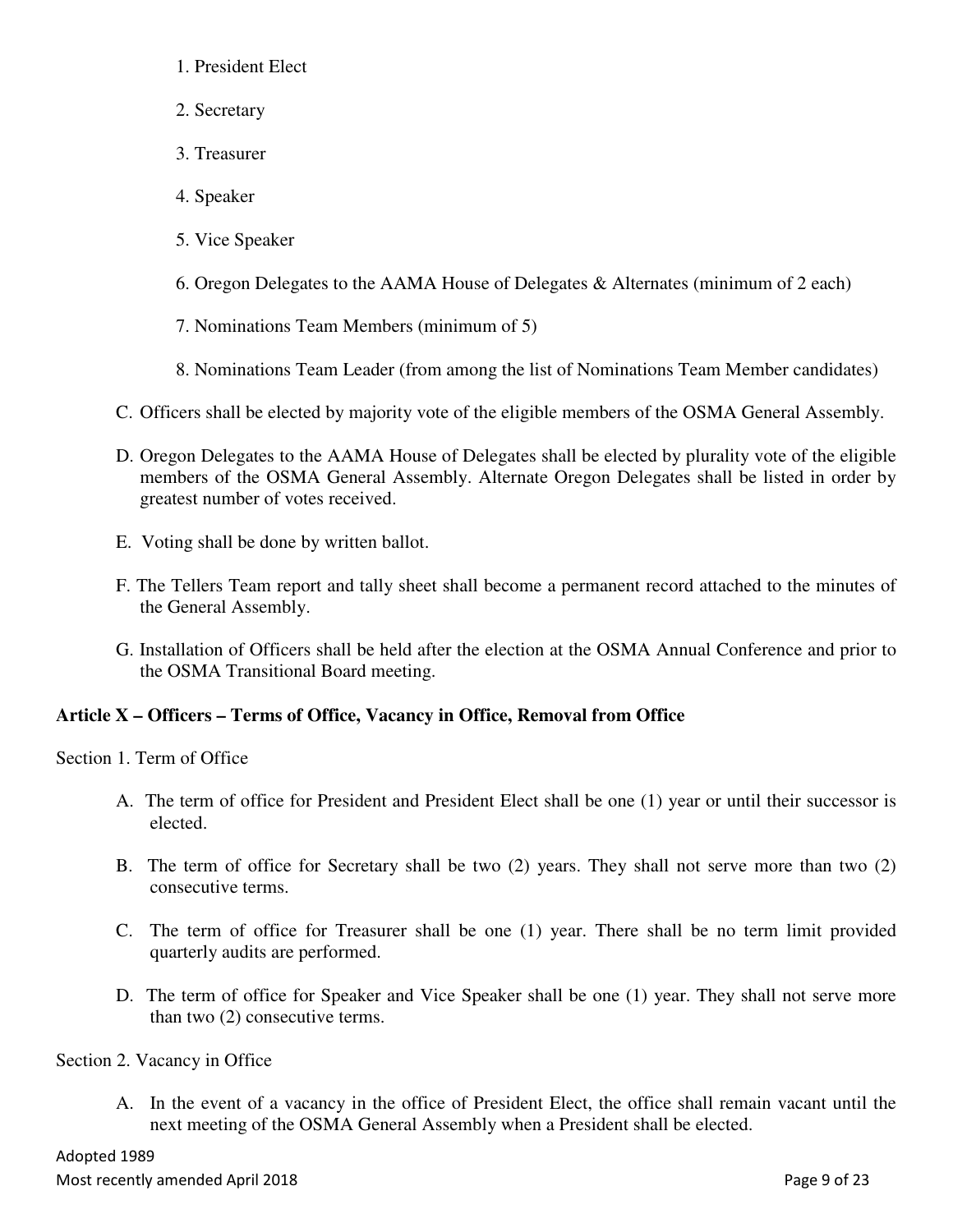1. President Elect

2. Secretary

3. Treasurer

4. Speaker

5. Vice Speaker

6. Oregon Delegates to the AAMA House of Delegates & Alternates (minimum of 2 each)

7. Nominations Team Members (minimum of 5)

8. Nominations Team Leader (from among the list of Nominations Team Member candidates)

C. Officers shall be elected by majority vote of the eligible members of the OSMA General Assembly.

D. Oregon Delegates to the AAMA House of Delegates shall be elected by plurality vote of the eligible members of the OSMA General Assembly. Alternate Oregon Delegates shall be listed in order by greatest number of votes received.

E. Voting shall be done by written ballot.

F. The Tellers Team report and tally sheet shall become a permanent record attached to the minutes of the General Assembly.

G. Installation of Officers shall be held after the election at the OSMA Annual Conference and prior to the OSMA Transitional Board meeting.

**Article X – Officers – Terms of Office, Vacancy in Office, Removal from Office**

Section 1. Term of Office

A. The term of office for President and President Elect shall be one (1) year or until their successor is elected.

B. The term of office for Secretary shall be two (2) years. They shall not serve more than two (2) consecutive terms.

C. The term of office for Treasurer shall be one (1) year. There shall be no term limit provided quarterly audits are performed.

D. The term of office for Speaker and Vice Speaker shall be one (1) year. They shall not serve more than two (2) consecutive terms.

Section 2. Vacancy in Office

A. In the event of a vacancy in the office of President Elect, the office shall remain vacant until the next meeting of the OSMA General Assembly when a President shall be elected.

Adopted 1989
Most recently amended April 2018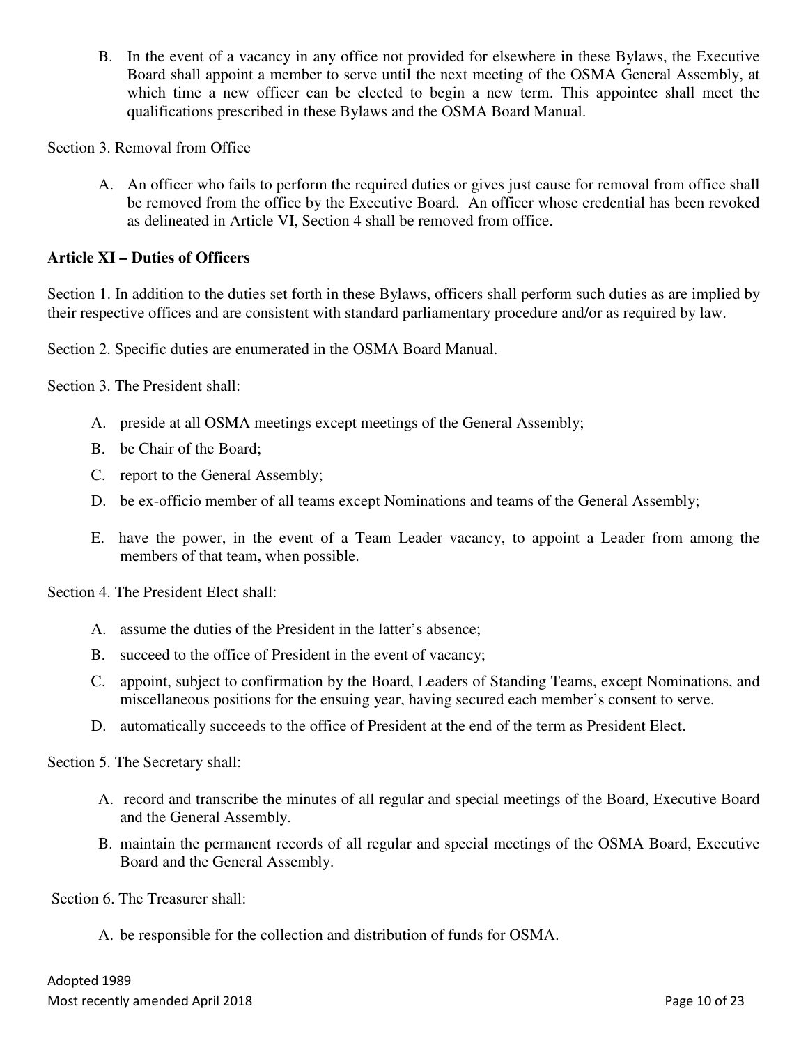B. In the event of a vacancy in any office not provided for elsewhere in these Bylaws, the Executive Board shall appoint a member to serve until the next meeting of the OSMA General Assembly, at which time a new officer can be elected to begin a new term. This appointee shall meet the qualifications prescribed in these Bylaws and the OSMA Board Manual.

Section 3. Removal from Office

A. An officer who fails to perform the required duties or gives just cause for removal from office shall be removed from the office by the Executive Board. An officer whose credential has been revoked as delineated in Article VI, Section 4 shall be removed from office.

**Article XI – Duties of Officers**

Section 1. In addition to the duties set forth in these Bylaws, officers shall perform such duties as are implied by their respective offices and are consistent with standard parliamentary procedure and/or as required by law.

Section 2. Specific duties are enumerated in the OSMA Board Manual.

Section 3. The President shall:

A. preside at all OSMA meetings except meetings of the General Assembly;

B. be Chair of the Board;

C. report to the General Assembly;

D. be ex-officio member of all teams except Nominations and teams of the General Assembly;

E. have the power, in the event of a Team Leader vacancy, to appoint a Leader from among the members of that team, when possible.

Section 4. The President Elect shall:

A. assume the duties of the President in the latter's absence;

B. succeed to the office of President in the event of vacancy;

C. appoint, subject to confirmation by the Board, Leaders of Standing Teams, except Nominations, and miscellaneous positions for the ensuing year, having secured each member's consent to serve.

D. automatically succeeds to the office of President at the end of the term as President Elect.

Section 5. The Secretary shall:

A. record and transcribe the minutes of all regular and special meetings of the Board, Executive Board and the General Assembly.

B. maintain the permanent records of all regular and special meetings of the OSMA Board, Executive Board and the General Assembly.

Section 6. The Treasurer shall:

A. be responsible for the collection and distribution of funds for OSMA.

Adopted 1989
Most recently amended April 2018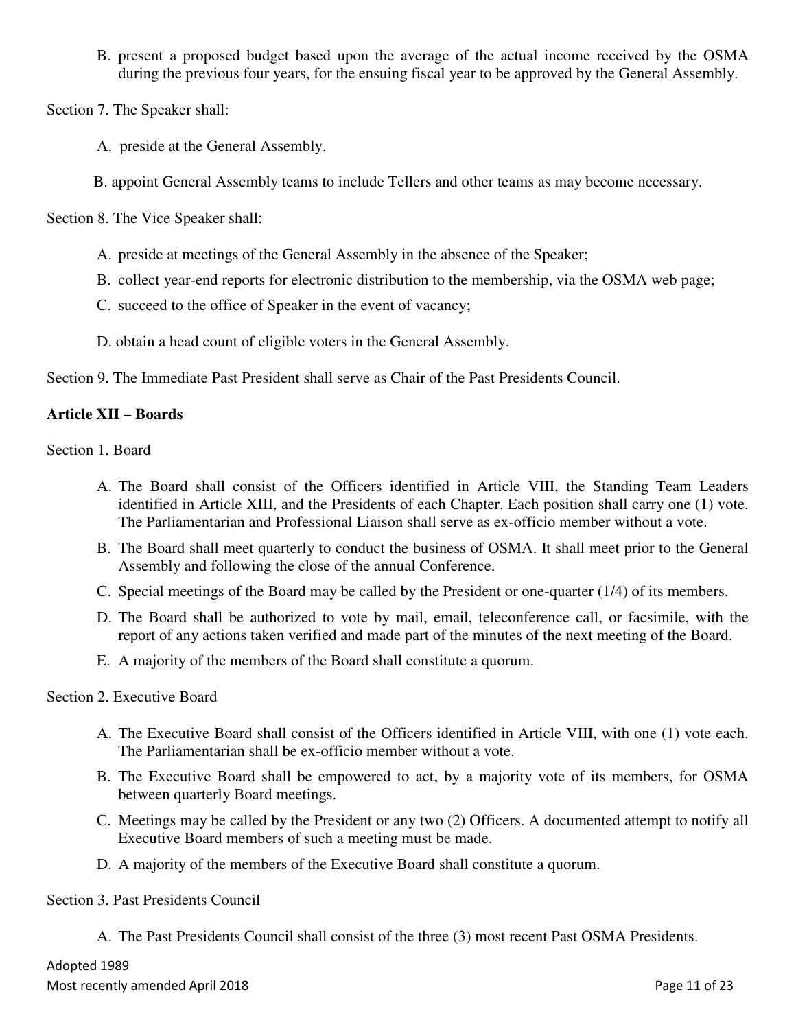B. present a proposed budget based upon the average of the actual income received by the OSMA during the previous four years, for the ensuing fiscal year to be approved by the General Assembly.

Section 7. The Speaker shall:

A. preside at the General Assembly.

B. appoint General Assembly teams to include Tellers and other teams as may become necessary.

Section 8. The Vice Speaker shall:

A. preside at meetings of the General Assembly in the absence of the Speaker;

B. collect year-end reports for electronic distribution to the membership, via the OSMA web page;

C. succeed to the office of Speaker in the event of vacancy;

D. obtain a head count of eligible voters in the General Assembly.

Section 9. The Immediate Past President shall serve as Chair of the Past Presidents Council.

**Article XII – Boards**

Section 1. Board

A. The Board shall consist of the Officers identified in Article VIII, the Standing Team Leaders identified in Article XIII, and the Presidents of each Chapter. Each position shall carry one (1) vote. The Parliamentarian and Professional Liaison shall serve as ex-officio member without a vote.

B. The Board shall meet quarterly to conduct the business of OSMA. It shall meet prior to the General Assembly and following the close of the annual Conference.

C. Special meetings of the Board may be called by the President or one-quarter (1/4) of its members.

D. The Board shall be authorized to vote by mail, email, teleconference call, or facsimile, with the report of any actions taken verified and made part of the minutes of the next meeting of the Board.

E. A majority of the members of the Board shall constitute a quorum.

Section 2. Executive Board

A. The Executive Board shall consist of the Officers identified in Article VIII, with one (1) vote each. The Parliamentarian shall be ex-officio member without a vote.

B. The Executive Board shall be empowered to act, by a majority vote of its members, for OSMA between quarterly Board meetings.

C. Meetings may be called by the President or any two (2) Officers. A documented attempt to notify all Executive Board members of such a meeting must be made.

D. A majority of the members of the Executive Board shall constitute a quorum.

Section 3. Past Presidents Council

A. The Past Presidents Council shall consist of the three (3) most recent Past OSMA Presidents.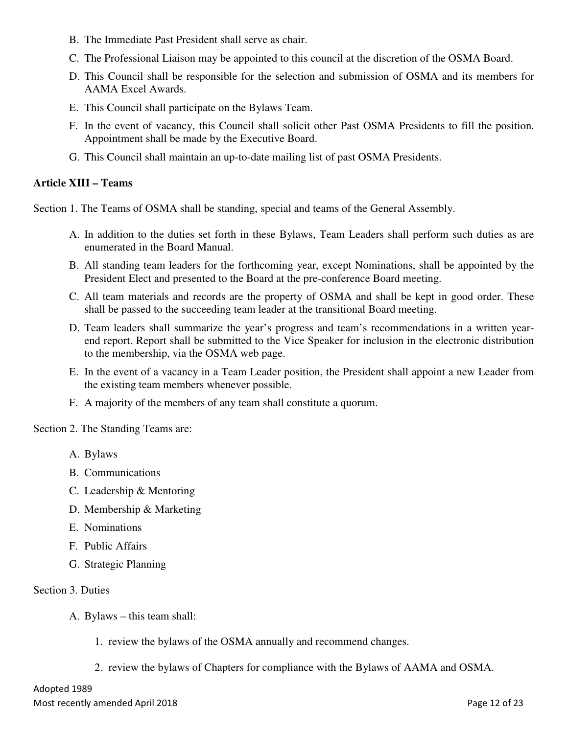B. The Immediate Past President shall serve as chair.

C. The Professional Liaison may be appointed to this council at the discretion of the OSMA Board.

D. This Council shall be responsible for the selection and submission of OSMA and its members for AAMA Excel Awards.

E. This Council shall participate on the Bylaws Team.

F. In the event of vacancy, this Council shall solicit other Past OSMA Presidents to fill the position. Appointment shall be made by the Executive Board.

G. This Council shall maintain an up-to-date mailing list of past OSMA Presidents.

**Article XIII – Teams**

Section 1. The Teams of OSMA shall be standing, special and teams of the General Assembly.

A. In addition to the duties set forth in these Bylaws, Team Leaders shall perform such duties as are enumerated in the Board Manual.

B. All standing team leaders for the forthcoming year, except Nominations, shall be appointed by the President Elect and presented to the Board at the pre-conference Board meeting.

C. All team materials and records are the property of OSMA and shall be kept in good order. These shall be passed to the succeeding team leader at the transitional Board meeting.

D. Team leaders shall summarize the year's progress and team's recommendations in a written year-end report. Report shall be submitted to the Vice Speaker for inclusion in the electronic distribution to the membership, via the OSMA web page.

E. In the event of a vacancy in a Team Leader position, the President shall appoint a new Leader from the existing team members whenever possible.

F. A majority of the members of any team shall constitute a quorum.

Section 2. The Standing Teams are:

A. Bylaws

B. Communications

C. Leadership & Mentoring

D. Membership & Marketing

E. Nominations

F. Public Affairs

G. Strategic Planning

Section 3. Duties

A. Bylaws – this team shall:

1. review the bylaws of the OSMA annually and recommend changes.

2. review the bylaws of Chapters for compliance with the Bylaws of AAMA and OSMA.

Adopted 1989
Most recently amended April 2018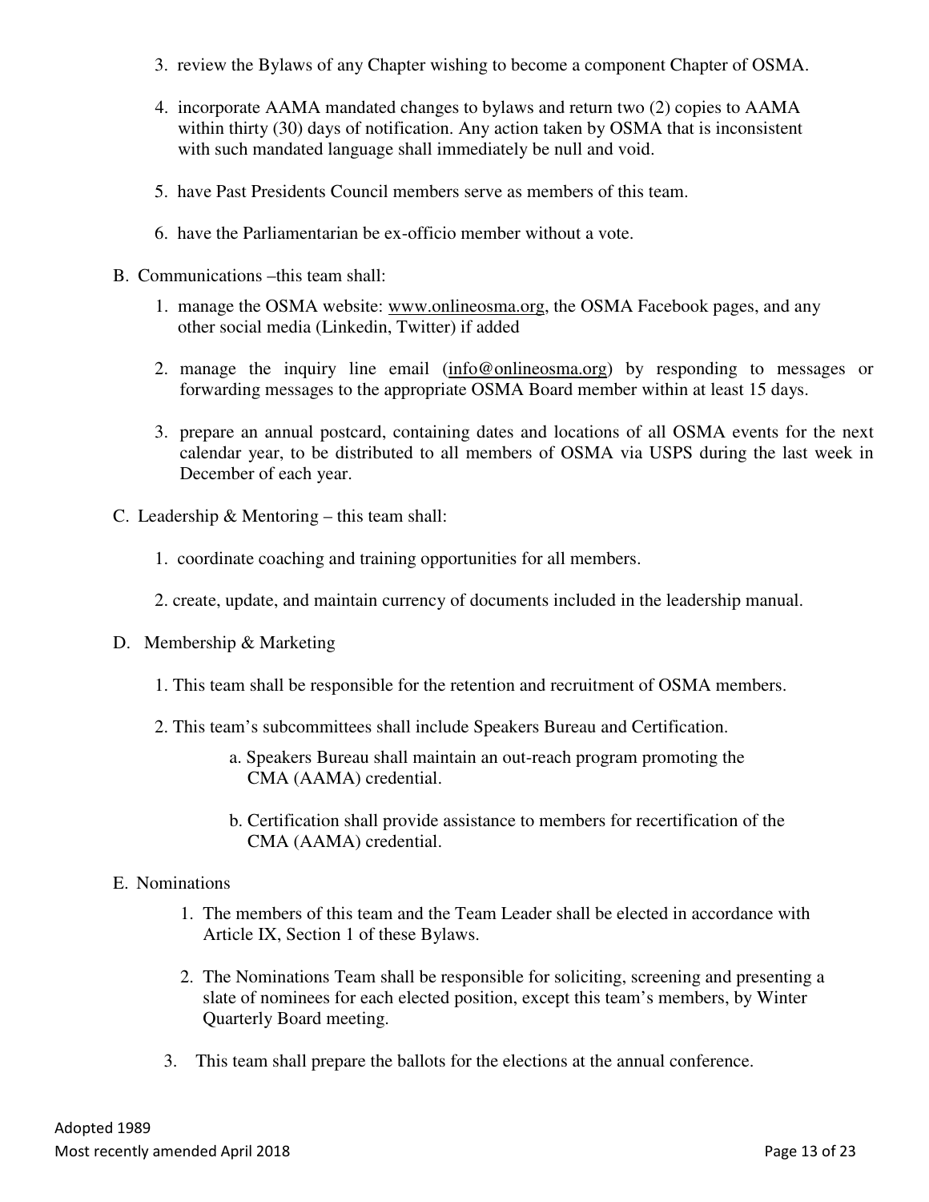3. review the Bylaws of any Chapter wishing to become a component Chapter of OSMA.

4. incorporate AAMA mandated changes to bylaws and return two (2) copies to AAMA within thirty (30) days of notification. Any action taken by OSMA that is inconsistent with such mandated language shall immediately be null and void.

5. have Past Presidents Council members serve as members of this team.

6. have the Parliamentarian be ex-officio member without a vote.

B. Communications –this team shall:

1. manage the OSMA website: www.onlineosma.org, the OSMA Facebook pages, and any other social media (Linkedin, Twitter) if added

2. manage the inquiry line email (info@onlineosma.org) by responding to messages or forwarding messages to the appropriate OSMA Board member within at least 15 days.

3. prepare an annual postcard, containing dates and locations of all OSMA events for the next calendar year, to be distributed to all members of OSMA via USPS during the last week in December of each year.

C. Leadership & Mentoring – this team shall:

1. coordinate coaching and training opportunities for all members.

2. create, update, and maintain currency of documents included in the leadership manual.

D. Membership & Marketing

1. This team shall be responsible for the retention and recruitment of OSMA members.

2. This team's subcommittees shall include Speakers Bureau and Certification.

   a. Speakers Bureau shall maintain an out-reach program promoting the CMA (AAMA) credential.

   b. Certification shall provide assistance to members for recertification of the CMA (AAMA) credential.

E. Nominations

1. The members of this team and the Team Leader shall be elected in accordance with Article IX, Section 1 of these Bylaws.

2. The Nominations Team shall be responsible for soliciting, screening and presenting a slate of nominees for each elected position, except this team's members, by Winter Quarterly Board meeting.

3. This team shall prepare the ballots for the elections at the annual conference.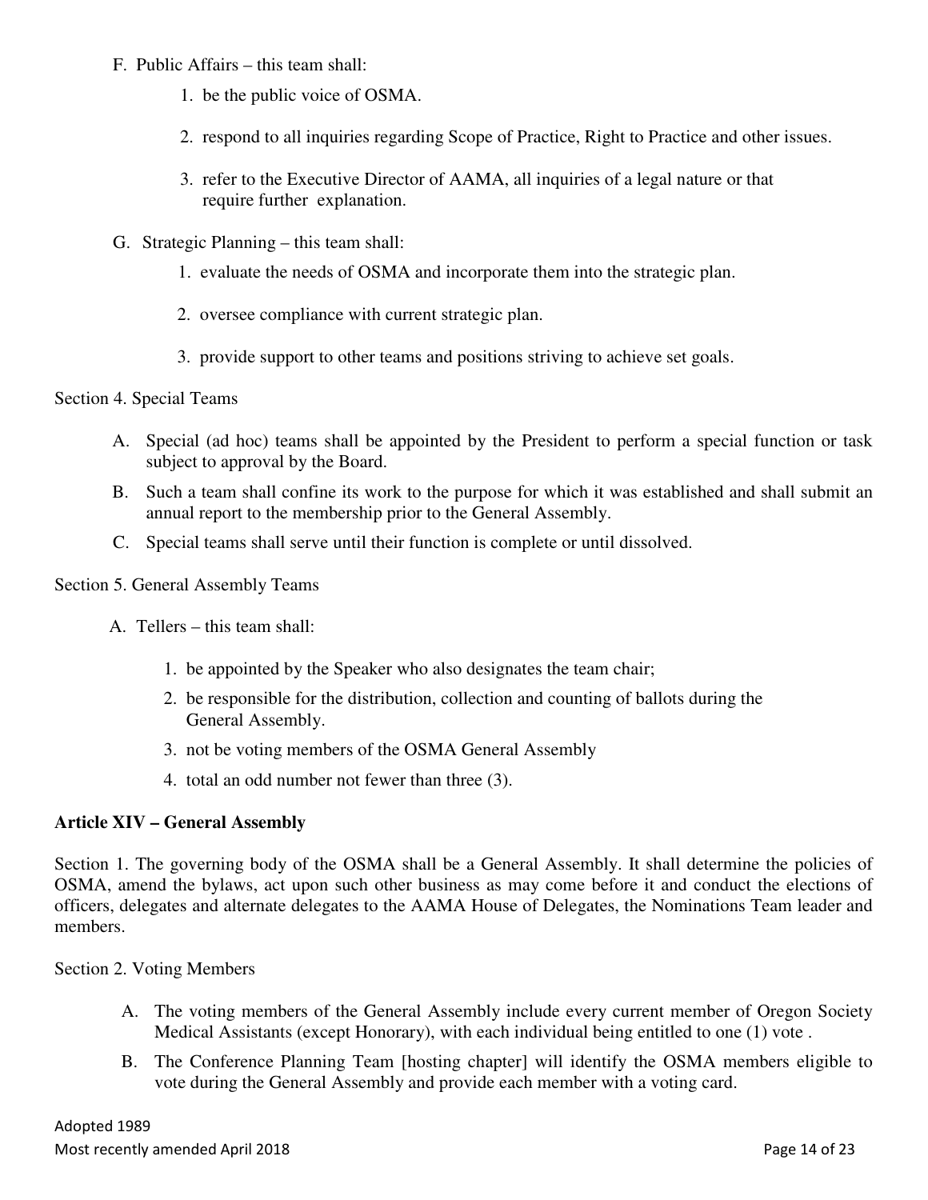F. Public Affairs – this team shall:

1. be the public voice of OSMA.
2. respond to all inquiries regarding Scope of Practice, Right to Practice and other issues.
3. refer to the Executive Director of AAMA, all inquiries of a legal nature or that require further explanation.

G. Strategic Planning – this team shall:

1. evaluate the needs of OSMA and incorporate them into the strategic plan.
2. oversee compliance with current strategic plan.
3. provide support to other teams and positions striving to achieve set goals.

Section 4. Special Teams

A. Special (ad hoc) teams shall be appointed by the President to perform a special function or task subject to approval by the Board.

B. Such a team shall confine its work to the purpose for which it was established and shall submit an annual report to the membership prior to the General Assembly.

C. Special teams shall serve until their function is complete or until dissolved.

Section 5. General Assembly Teams

A. Tellers – this team shall:

1. be appointed by the Speaker who also designates the team chair;
2. be responsible for the distribution, collection and counting of ballots during the General Assembly.
3. not be voting members of the OSMA General Assembly
4. total an odd number not fewer than three (3).

**Article XIV – General Assembly**

Section 1. The governing body of the OSMA shall be a General Assembly. It shall determine the policies of OSMA, amend the bylaws, act upon such other business as may come before it and conduct the elections of officers, delegates and alternate delegates to the AAMA House of Delegates, the Nominations Team leader and members.

Section 2. Voting Members

A. The voting members of the General Assembly include every current member of Oregon Society Medical Assistants (except Honorary), with each individual being entitled to one (1) vote .

B. The Conference Planning Team [hosting chapter] will identify the OSMA members eligible to vote during the General Assembly and provide each member with a voting card.

Adopted 1989
Most recently amended April 2018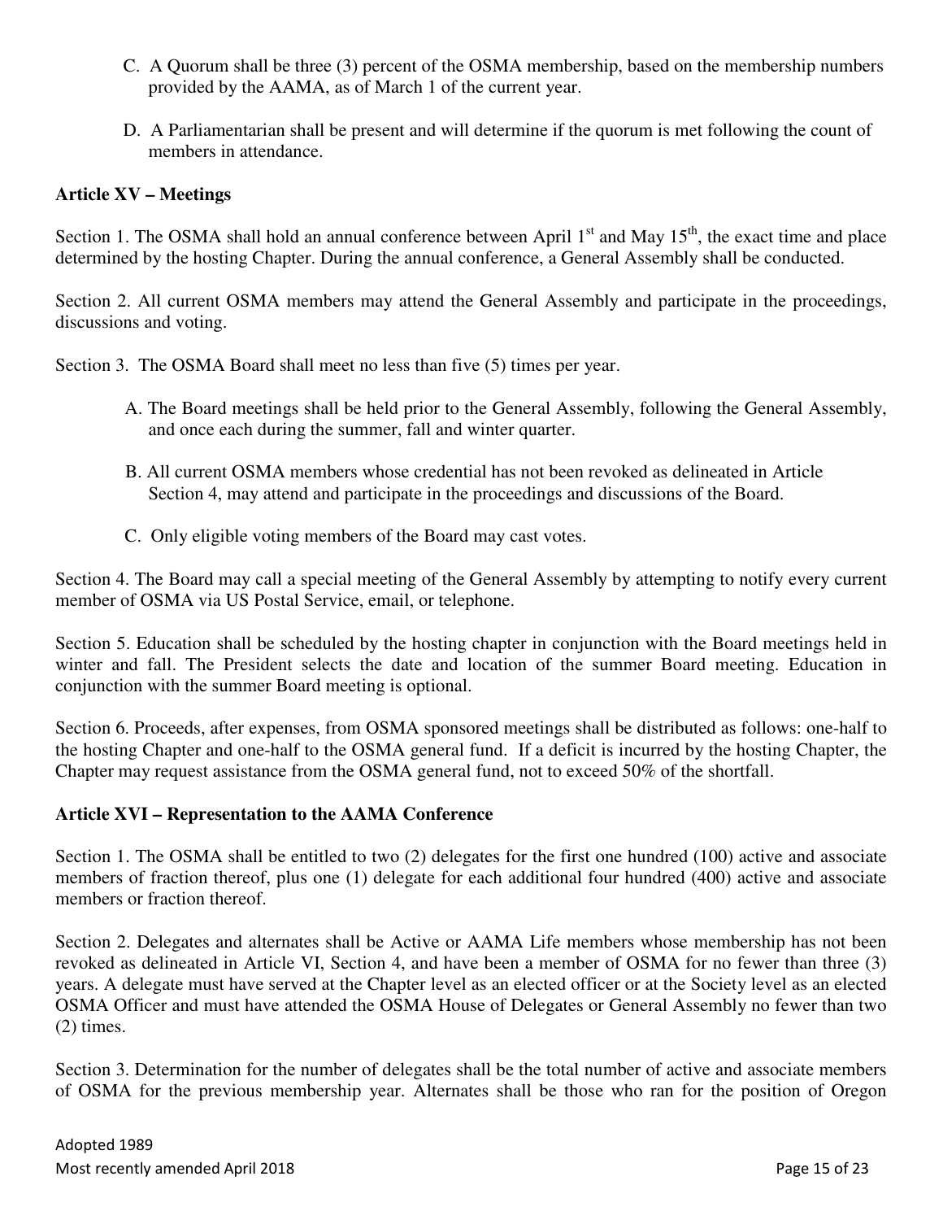C. A Quorum shall be three (3) percent of the OSMA membership, based on the membership numbers provided by the AAMA, as of March 1 of the current year.

D. A Parliamentarian shall be present and will determine if the quorum is met following the count of members in attendance.

**Article XV – Meetings**

Section 1. The OSMA shall hold an annual conference between April 1st and May 15th, the exact time and place determined by the hosting Chapter. During the annual conference, a General Assembly shall be conducted.

Section 2. All current OSMA members may attend the General Assembly and participate in the proceedings, discussions and voting.

Section 3. The OSMA Board shall meet no less than five (5) times per year.

A. The Board meetings shall be held prior to the General Assembly, following the General Assembly, and once each during the summer, fall and winter quarter.

B. All current OSMA members whose credential has not been revoked as delineated in Article Section 4, may attend and participate in the proceedings and discussions of the Board.

C. Only eligible voting members of the Board may cast votes.

Section 4. The Board may call a special meeting of the General Assembly by attempting to notify every current member of OSMA via US Postal Service, email, or telephone.

Section 5. Education shall be scheduled by the hosting chapter in conjunction with the Board meetings held in winter and fall. The President selects the date and location of the summer Board meeting. Education in conjunction with the summer Board meeting is optional.

Section 6. Proceeds, after expenses, from OSMA sponsored meetings shall be distributed as follows: one-half to the hosting Chapter and one-half to the OSMA general fund. If a deficit is incurred by the hosting Chapter, the Chapter may request assistance from the OSMA general fund, not to exceed 50% of the shortfall.

**Article XVI – Representation to the AAMA Conference**

Section 1. The OSMA shall be entitled to two (2) delegates for the first one hundred (100) active and associate members of fraction thereof, plus one (1) delegate for each additional four hundred (400) active and associate members or fraction thereof.

Section 2. Delegates and alternates shall be Active or AAMA Life members whose membership has not been revoked as delineated in Article VI, Section 4, and have been a member of OSMA for no fewer than three (3) years. A delegate must have served at the Chapter level as an elected officer or at the Society level as an elected OSMA Officer and must have attended the OSMA House of Delegates or General Assembly no fewer than two (2) times.

Section 3. Determination for the number of delegates shall be the total number of active and associate members of OSMA for the previous membership year. Alternates shall be those who ran for the position of Oregon

Adopted 1989
Most recently amended April 2018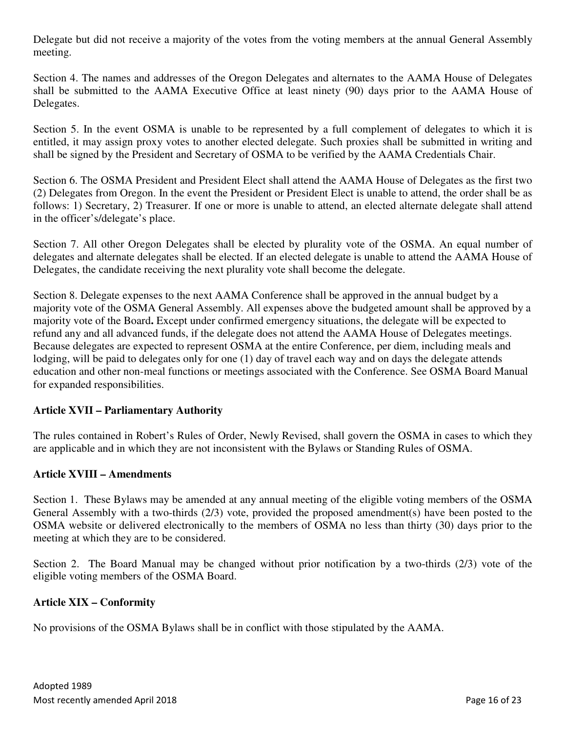Delegate but did not receive a majority of the votes from the voting members at the annual General Assembly meeting.

Section 4. The names and addresses of the Oregon Delegates and alternates to the AAMA House of Delegates shall be submitted to the AAMA Executive Office at least ninety (90) days prior to the AAMA House of Delegates.

Section 5. In the event OSMA is unable to be represented by a full complement of delegates to which it is entitled, it may assign proxy votes to another elected delegate. Such proxies shall be submitted in writing and shall be signed by the President and Secretary of OSMA to be verified by the AAMA Credentials Chair.

Section 6. The OSMA President and President Elect shall attend the AAMA House of Delegates as the first two (2) Delegates from Oregon. In the event the President or President Elect is unable to attend, the order shall be as follows: 1) Secretary, 2) Treasurer. If one or more is unable to attend, an elected alternate delegate shall attend in the officer's/delegate's place.

Section 7. All other Oregon Delegates shall be elected by plurality vote of the OSMA. An equal number of delegates and alternate delegates shall be elected. If an elected delegate is unable to attend the AAMA House of Delegates, the candidate receiving the next plurality vote shall become the delegate.

Section 8. Delegate expenses to the next AAMA Conference shall be approved in the annual budget by a majority vote of the OSMA General Assembly. All expenses above the budgeted amount shall be approved by a majority vote of the Board**.** Except under confirmed emergency situations, the delegate will be expected to refund any and all advanced funds, if the delegate does not attend the AAMA House of Delegates meetings. Because delegates are expected to represent OSMA at the entire Conference, per diem, including meals and lodging, will be paid to delegates only for one (1) day of travel each way and on days the delegate attends education and other non-meal functions or meetings associated with the Conference. See OSMA Board Manual for expanded responsibilities.

**Article XVII – Parliamentary Authority**

The rules contained in Robert's Rules of Order, Newly Revised, shall govern the OSMA in cases to which they are applicable and in which they are not inconsistent with the Bylaws or Standing Rules of OSMA.

**Article XVIII – Amendments**

Section 1. These Bylaws may be amended at any annual meeting of the eligible voting members of the OSMA General Assembly with a two-thirds (2/3) vote, provided the proposed amendment(s) have been posted to the OSMA website or delivered electronically to the members of OSMA no less than thirty (30) days prior to the meeting at which they are to be considered.

Section 2. The Board Manual may be changed without prior notification by a two-thirds (2/3) vote of the eligible voting members of the OSMA Board.

**Article XIX – Conformity**

No provisions of the OSMA Bylaws shall be in conflict with those stipulated by the AAMA.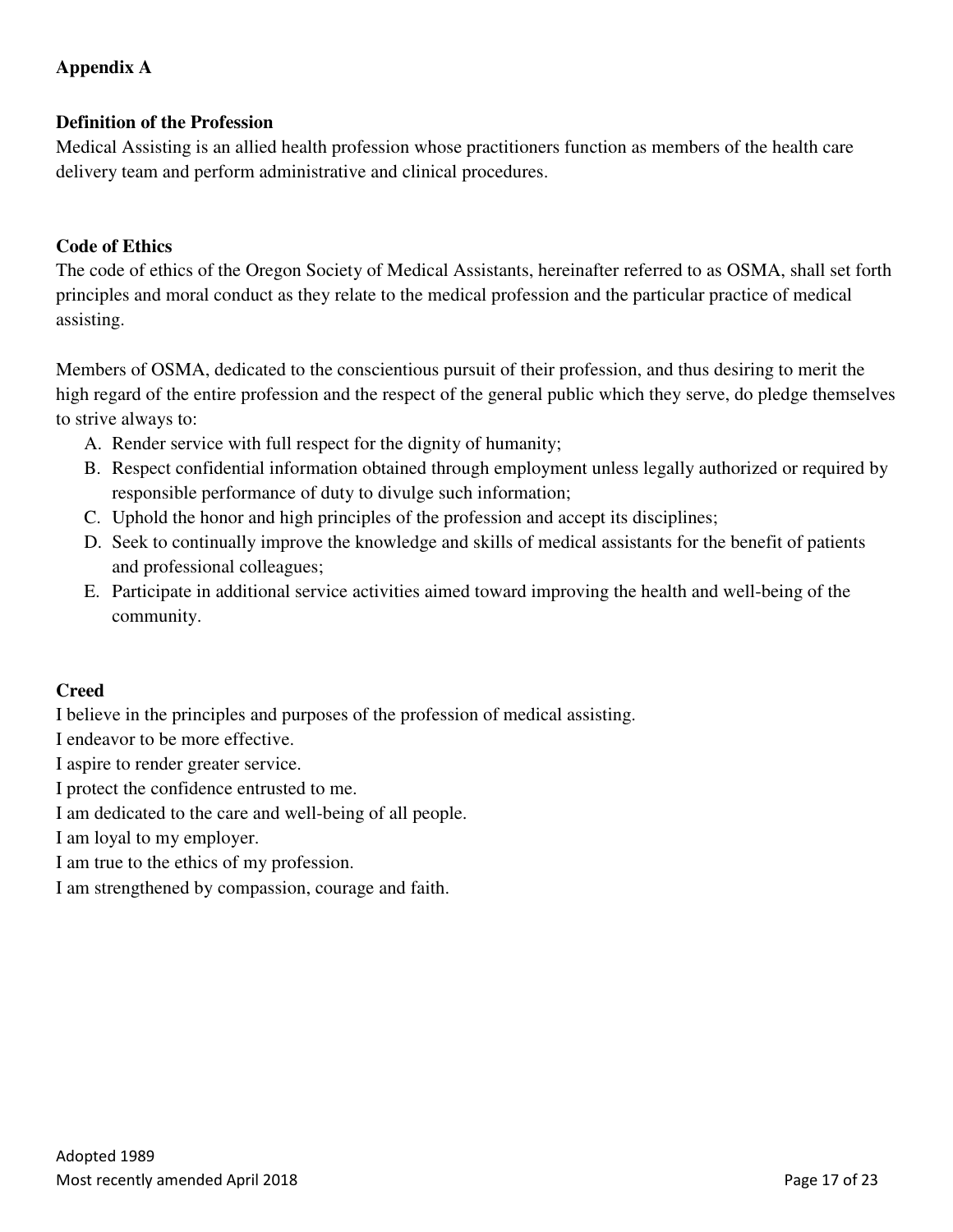## Appendix A

### Definition of the Profession

Medical Assisting is an allied health profession whose practitioners function as members of the health care delivery team and perform administrative and clinical procedures.

### Code of Ethics

The code of ethics of the Oregon Society of Medical Assistants, hereinafter referred to as OSMA, shall set forth principles and moral conduct as they relate to the medical profession and the particular practice of medical assisting.

Members of OSMA, dedicated to the conscientious pursuit of their profession, and thus desiring to merit the high regard of the entire profession and the respect of the general public which they serve, do pledge themselves to strive always to:

A. Render service with full respect for the dignity of humanity;
B. Respect confidential information obtained through employment unless legally authorized or required by responsible performance of duty to divulge such information;
C. Uphold the honor and high principles of the profession and accept its disciplines;
D. Seek to continually improve the knowledge and skills of medical assistants for the benefit of patients and professional colleagues;
E. Participate in additional service activities aimed toward improving the health and well-being of the community.

### Creed

I believe in the principles and purposes of the profession of medical assisting.
I endeavor to be more effective.
I aspire to render greater service.
I protect the confidence entrusted to me.
I am dedicated to the care and well-being of all people.
I am loyal to my employer.
I am true to the ethics of my profession.
I am strengthened by compassion, courage and faith.

Adopted 1989
Most recently amended April 2018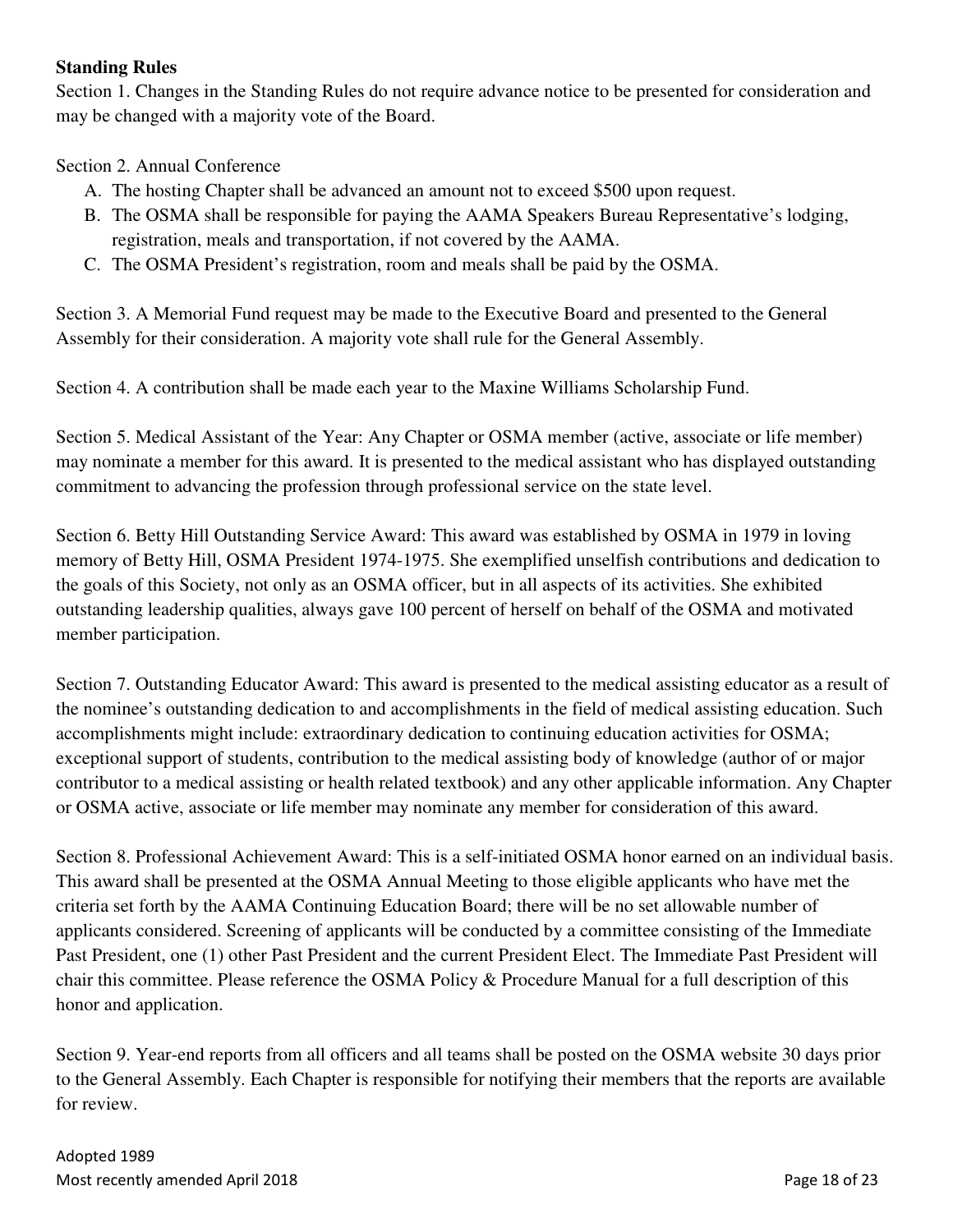**Standing Rules**

Section 1. Changes in the Standing Rules do not require advance notice to be presented for consideration and may be changed with a majority vote of the Board.

Section 2. Annual Conference

A. The hosting Chapter shall be advanced an amount not to exceed $500 upon request.
B. The OSMA shall be responsible for paying the AAMA Speakers Bureau Representative's lodging, registration, meals and transportation, if not covered by the AAMA.
C. The OSMA President's registration, room and meals shall be paid by the OSMA.

Section 3. A Memorial Fund request may be made to the Executive Board and presented to the General Assembly for their consideration. A majority vote shall rule for the General Assembly.

Section 4. A contribution shall be made each year to the Maxine Williams Scholarship Fund.

Section 5. Medical Assistant of the Year: Any Chapter or OSMA member (active, associate or life member) may nominate a member for this award. It is presented to the medical assistant who has displayed outstanding commitment to advancing the profession through professional service on the state level.

Section 6. Betty Hill Outstanding Service Award: This award was established by OSMA in 1979 in loving memory of Betty Hill, OSMA President 1974-1975. She exemplified unselfish contributions and dedication to the goals of this Society, not only as an OSMA officer, but in all aspects of its activities. She exhibited outstanding leadership qualities, always gave 100 percent of herself on behalf of the OSMA and motivated member participation.

Section 7. Outstanding Educator Award: This award is presented to the medical assisting educator as a result of the nominee's outstanding dedication to and accomplishments in the field of medical assisting education. Such accomplishments might include: extraordinary dedication to continuing education activities for OSMA; exceptional support of students, contribution to the medical assisting body of knowledge (author of or major contributor to a medical assisting or health related textbook) and any other applicable information. Any Chapter or OSMA active, associate or life member may nominate any member for consideration of this award.

Section 8. Professional Achievement Award: This is a self-initiated OSMA honor earned on an individual basis. This award shall be presented at the OSMA Annual Meeting to those eligible applicants who have met the criteria set forth by the AAMA Continuing Education Board; there will be no set allowable number of applicants considered. Screening of applicants will be conducted by a committee consisting of the Immediate Past President, one (1) other Past President and the current President Elect. The Immediate Past President will chair this committee. Please reference the OSMA Policy & Procedure Manual for a full description of this honor and application.

Section 9. Year-end reports from all officers and all teams shall be posted on the OSMA website 30 days prior to the General Assembly. Each Chapter is responsible for notifying their members that the reports are available for review.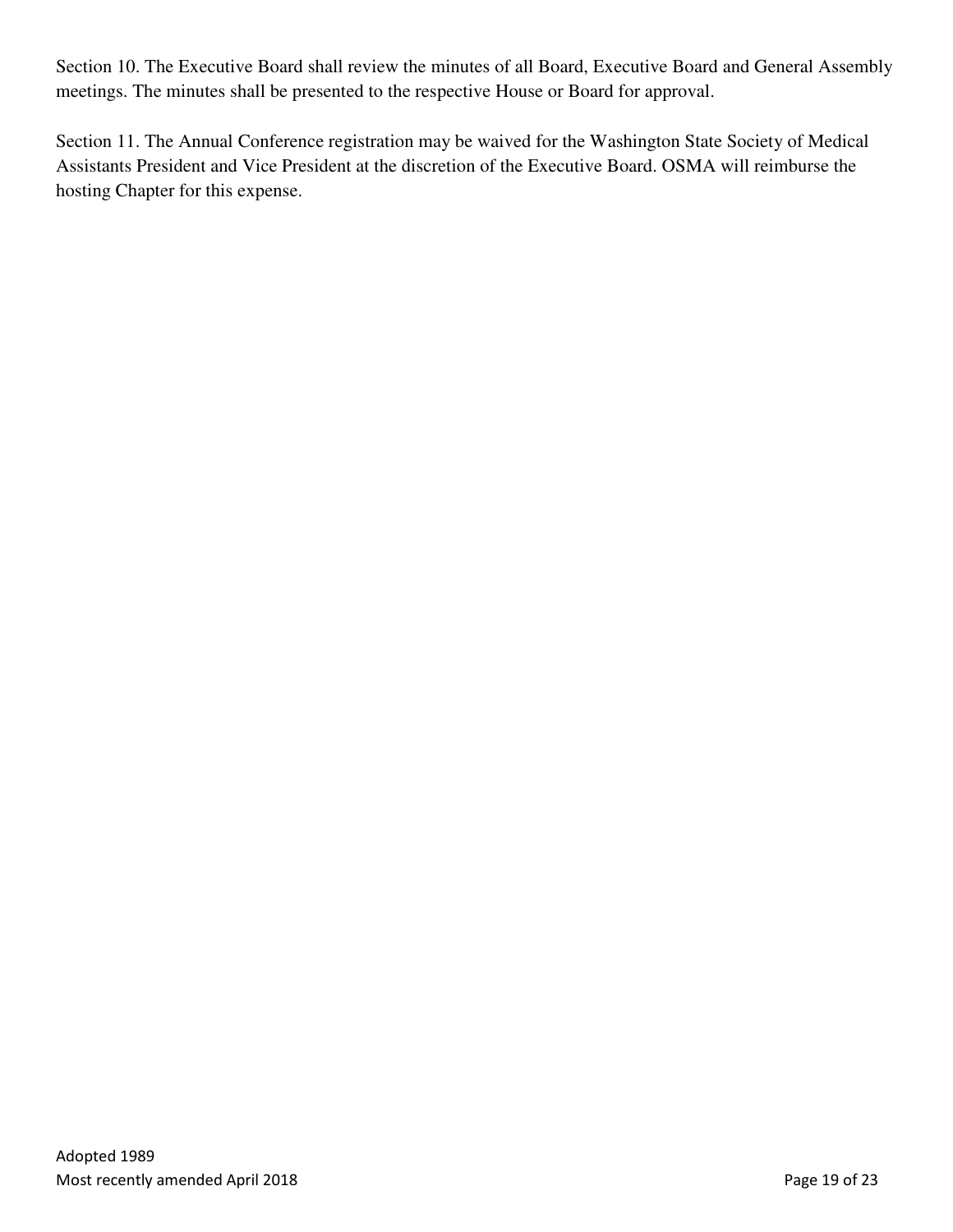Section 10. The Executive Board shall review the minutes of all Board, Executive Board and General Assembly meetings. The minutes shall be presented to the respective House or Board for approval.

Section 11. The Annual Conference registration may be waived for the Washington State Society of Medical Assistants President and Vice President at the discretion of the Executive Board. OSMA will reimburse the hosting Chapter for this expense.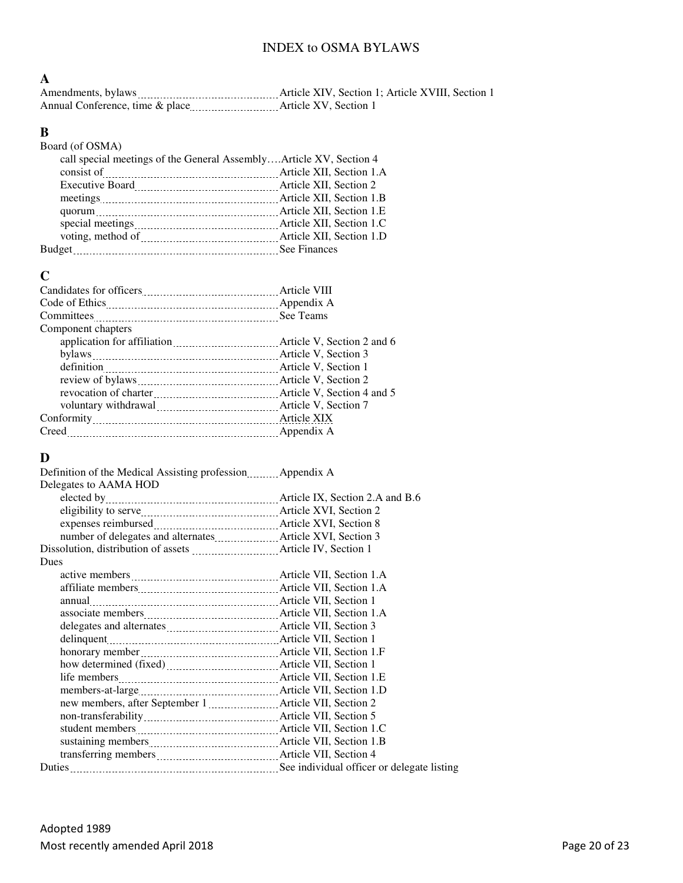# INDEX to OSMA BYLAWS

## A

Amendments, bylaws ............ Article XIV, Section 1; Article XVIII, Section 1
Annual Conference, time & place ............ Article XV, Section 1

## B

Board (of OSMA)
- call special meetings of the General Assembly....Article XV, Section 4
- consist of ............ Article XII, Section 1.A
- Executive Board ............ Article XII, Section 2
- meetings ............ Article XII, Section 1.B
- quorum ............ Article XII, Section 1.E
- special meetings ............ Article XII, Section 1.C
- voting, method of ............ Article XII, Section 1.D

Budget ............ See Finances

## C

Candidates for officers ............ Article VIII
Code of Ethics ............ Appendix A
Committees ............ See Teams
Component chapters
- application for affiliation ............ Article V, Section 2 and 6
- bylaws ............ Article V, Section 3
- definition ............ Article V, Section 1
- review of bylaws ............ Article V, Section 2
- revocation of charter ............ Article V, Section 4 and 5
- voluntary withdrawal ............ Article V, Section 7

Conformity ............ Article XIX
Creed ............ Appendix A

## D

Definition of the Medical Assisting profession ............ Appendix A
Delegates to AAMA HOD
- elected by ............ Article IX, Section 2.A and B.6
- eligibility to serve ............ Article XVI, Section 2
- expenses reimbursed ............ Article XVI, Section 8
- number of delegates and alternates ............ Article XVI, Section 3

Dissolution, distribution of assets ............ Article IV, Section 1
Dues
- active members ............ Article VII, Section 1.A
- affiliate members ............ Article VII, Section 1.A
- annual ............ Article VII, Section 1
- associate members ............ Article VII, Section 1.A
- delegates and alternates ............ Article VII, Section 3
- delinquent ............ Article VII, Section 1
- honorary member ............ Article VII, Section 1.F
- how determined (fixed) ............ Article VII, Section 1
- life members ............ Article VII, Section 1.E
- members-at-large ............ Article VII, Section 1.D
- new members, after September 1 ............ Article VII, Section 2
- non-transferability ............ Article VII, Section 5
- student members ............ Article VII, Section 1.C
- sustaining members ............ Article VII, Section 1.B
- transferring members ............ Article VII, Section 4

Duties ............ See individual officer or delegate listing

Adopted 1989
Most recently amended April 2018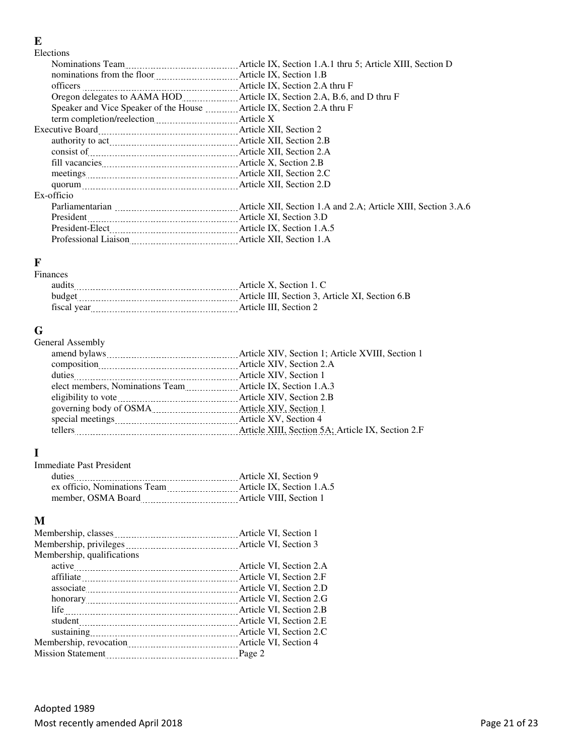**E**

Elections

- Nominations Team ........ Article IX, Section 1.A.1 thru 5; Article XIII, Section D
- nominations from the floor ........ Article IX, Section 1.B
- officers ........ Article IX, Section 2.A thru F
- Oregon delegates to AAMA HOD ........ Article IX, Section 2.A, B.6, and D thru F
- Speaker and Vice Speaker of the House ........ Article IX, Section 2.A thru F
- term completion/reelection ........ Article X

Executive Board ........ Article XII, Section 2

- authority to act ........ Article XII, Section 2.B
- consist of ........ Article XII, Section 2.A
- fill vacancies ........ Article X, Section 2.B
- meetings ........ Article XII, Section 2.C
- quorum ........ Article XII, Section 2.D

Ex-officio

- Parliamentarian ........ Article XII, Section 1.A and 2.A; Article XIII, Section 3.A.6
- President ........ Article XI, Section 3.D
- President-Elect ........ Article IX, Section 1.A.5
- Professional Liaison ........ Article XII, Section 1.A

**F**

Finances

- audits ........ Article X, Section 1. C
- budget ........ Article III, Section 3, Article XI, Section 6.B
- fiscal year ........ Article III, Section 2

**G**

General Assembly

- amend bylaws ........ Article XIV, Section 1; Article XVIII, Section 1
- composition ........ Article XIV, Section 2.A
- duties ........ Article XIV, Section 1
- elect members, Nominations Team ........ Article IX, Section 1.A.3
- eligibility to vote ........ Article XIV, Section 2.B
- governing body of OSMA ........ Article XIV, Section 1
- special meetings ........ Article XV, Section 4
- tellers ........ Article XIII, Section 5A; Article IX, Section 2.F

**I**

Immediate Past President

- duties ........ Article XI, Section 9
- ex officio, Nominations Team ........ Article IX, Section 1.A.5
- member, OSMA Board ........ Article VIII, Section 1

**M**

Membership, classes ........ Article VI, Section 1

Membership, privileges ........ Article VI, Section 3

Membership, qualifications

- active ........ Article VI, Section 2.A
- affiliate ........ Article VI, Section 2.F
- associate ........ Article VI, Section 2.D
- honorary ........ Article VI, Section 2.G
- life ........ Article VI, Section 2.B
- student ........ Article VI, Section 2.E
- sustaining ........ Article VI, Section 2.C

Membership, revocation ........ Article VI, Section 4

Mission Statement ........ Page 2

Adopted 1989
Most recently amended April 2018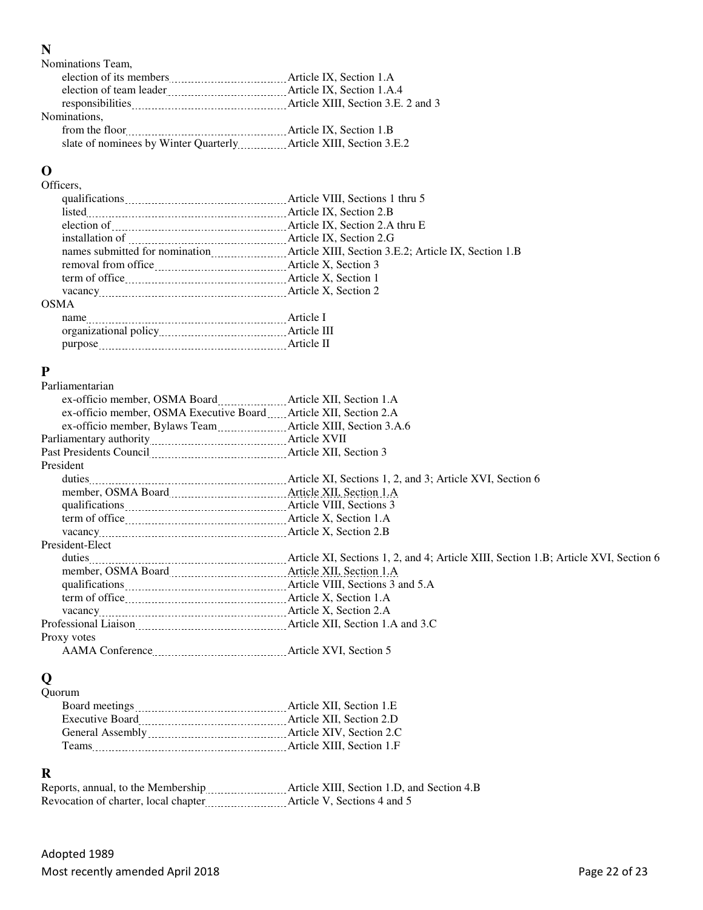## N

Nominations Team,
- election of its members ........ Article IX, Section 1.A
- election of team leader ........ Article IX, Section 1.A.4
- responsibilities ........ Article XIII, Section 3.E. 2 and 3

Nominations,
- from the floor ........ Article IX, Section 1.B
- slate of nominees by Winter Quarterly ........ Article XIII, Section 3.E.2

## O

Officers,
- qualifications ........ Article VIII, Sections 1 thru 5
- listed ........ Article IX, Section 2.B
- election of ........ Article IX, Section 2.A thru E
- installation of ........ Article IX, Section 2.G
- names submitted for nomination ........ Article XIII, Section 3.E.2; Article IX, Section 1.B
- removal from office ........ Article X, Section 3
- term of office ........ Article X, Section 1
- vacancy ........ Article X, Section 2

OSMA
- name ........ Article I
- organizational policy ........ Article III
- purpose ........ Article II

## P

Parliamentarian
- ex-officio member, OSMA Board ........ Article XII, Section 1.A
- ex-officio member, OSMA Executive Board ........ Article XII, Section 2.A
- ex-officio member, Bylaws Team ........ Article XIII, Section 3.A.6

Parliamentary authority ........ Article XVII

Past Presidents Council ........ Article XII, Section 3

President
- duties ........ Article XI, Sections 1, 2, and 3; Article XVI, Section 6
- member, OSMA Board ........ Article XII, Section 1.A
- qualifications ........ Article VIII, Sections 3
- term of office ........ Article X, Section 1.A
- vacancy ........ Article X, Section 2.B

President-Elect
- duties ........ Article XI, Sections 1, 2, and 4; Article XIII, Section 1.B; Article XVI, Section 6
- member, OSMA Board ........ Article XII, Section 1.A
- qualifications ........ Article VIII, Sections 3 and 5.A
- term of office ........ Article X, Section 1.A
- vacancy ........ Article X, Section 2.A

Professional Liaison ........ Article XII, Section 1.A and 3.C

Proxy votes
- AAMA Conference ........ Article XVI, Section 5

## Q

Quorum
- Board meetings ........ Article XII, Section 1.E
- Executive Board ........ Article XII, Section 2.D
- General Assembly ........ Article XIV, Section 2.C
- Teams ........ Article XIII, Section 1.F

## R

Reports, annual, to the Membership ........ Article XIII, Section 1.D, and Section 4.B

Revocation of charter, local chapter ........ Article V, Sections 4 and 5

Adopted 1989
Most recently amended April 2018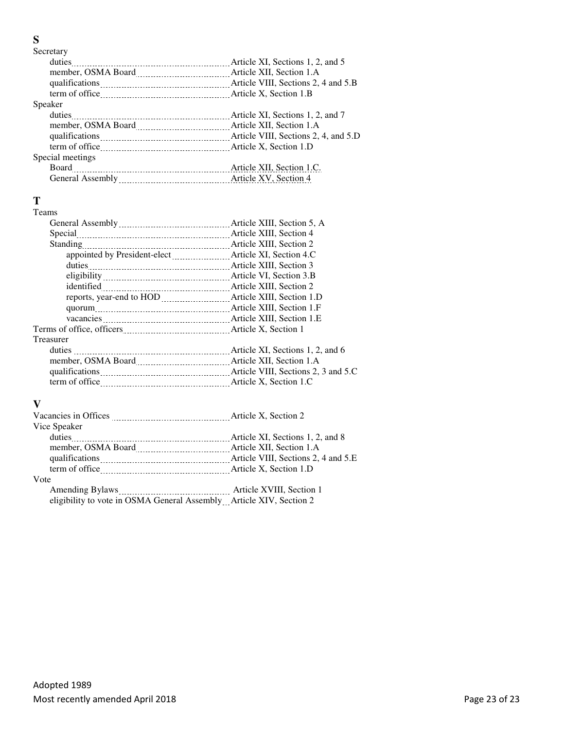## S

Secretary
- duties .......... Article XI, Sections 1, 2, and 5
- member, OSMA Board .......... Article XII, Section 1.A
- qualifications .......... Article VIII, Sections 2, 4 and 5.B
- term of office .......... Article X, Section 1.B

Speaker
- duties .......... Article XI, Sections 1, 2, and 7
- member, OSMA Board .......... Article XII, Section 1.A
- qualifications .......... Article VIII, Sections 2, 4, and 5.D
- term of office .......... Article X, Section 1.D

Special meetings
- Board .......... Article XII, Section 1.C.
- General Assembly .......... Article XV, Section 4

## T

Teams
- General Assembly .......... Article XIII, Section 5, A
- Special .......... Article XIII, Section 4
- Standing .......... Article XIII, Section 2
  - appointed by President-elect .......... Article XI, Section 4.C
  - duties .......... Article XIII, Section 3
  - eligibility .......... Article VI, Section 3.B
  - identified .......... Article XIII, Section 2
  - reports, year-end to HOD .......... Article XIII, Section 1.D
  - quorum .......... Article XIII, Section 1.F
  - vacancies .......... Article XIII, Section 1.E

Terms of office, officers .......... Article X, Section 1

Treasurer
- duties .......... Article XI, Sections 1, 2, and 6
- member, OSMA Board .......... Article XII, Section 1.A
- qualifications .......... Article VIII, Sections 2, 3 and 5.C
- term of office .......... Article X, Section 1.C

## V

Vacancies in Offices .......... Article X, Section 2

Vice Speaker
- duties .......... Article XI, Sections 1, 2, and 8
- member, OSMA Board .......... Article XII, Section 1.A
- qualifications .......... Article VIII, Sections 2, 4 and 5.E
- term of office .......... Article X, Section 1.D

Vote
- Amending Bylaws .......... Article XVIII, Section 1
- eligibility to vote in OSMA General Assembly .......... Article XIV, Section 2

Adopted 1989
Most recently amended April 2018